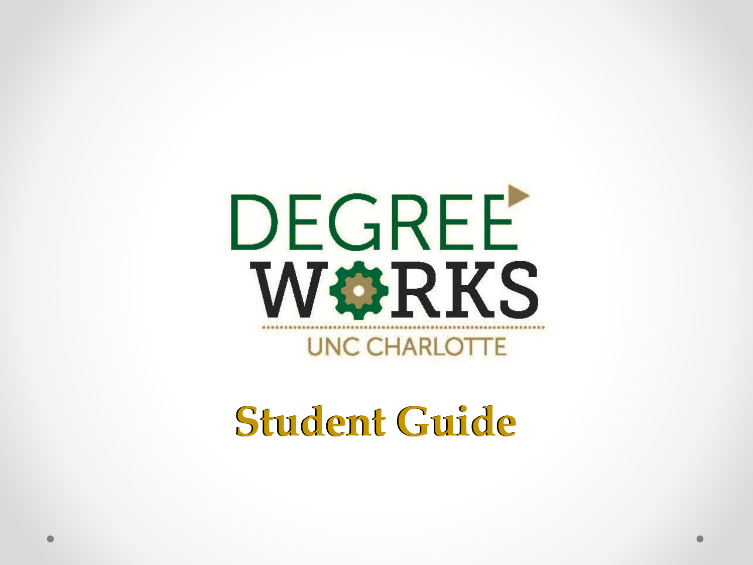# DEGREE WORKS

UNC CHARLOTTE

## Student Guide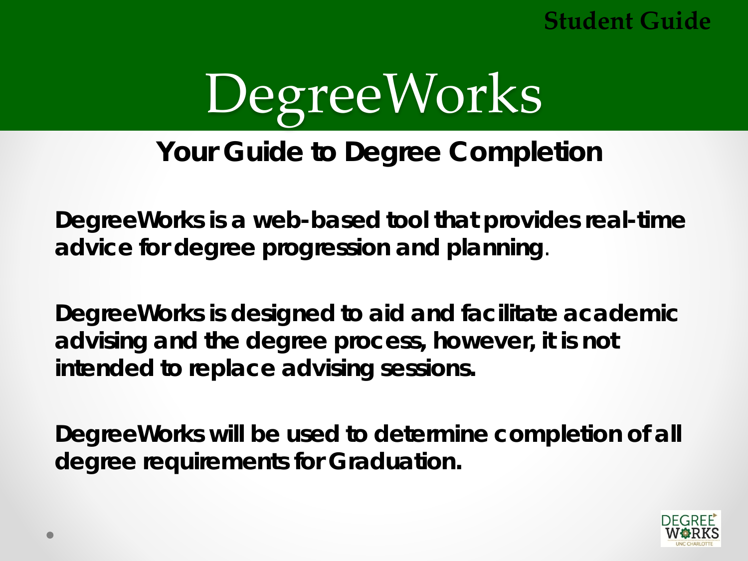# DegreeWorks

## Your Guide to Degree Completion

**DegreeWorks is a web-based tool that provides real-time advice for degree progression and planning**.

**DegreeWorks is designed to aid and facilitate academic advising and the degree process, however, it is not intended to replace advising sessions.**

**DegreeWorks will be used to determine completion of all degree requirements for Graduation.**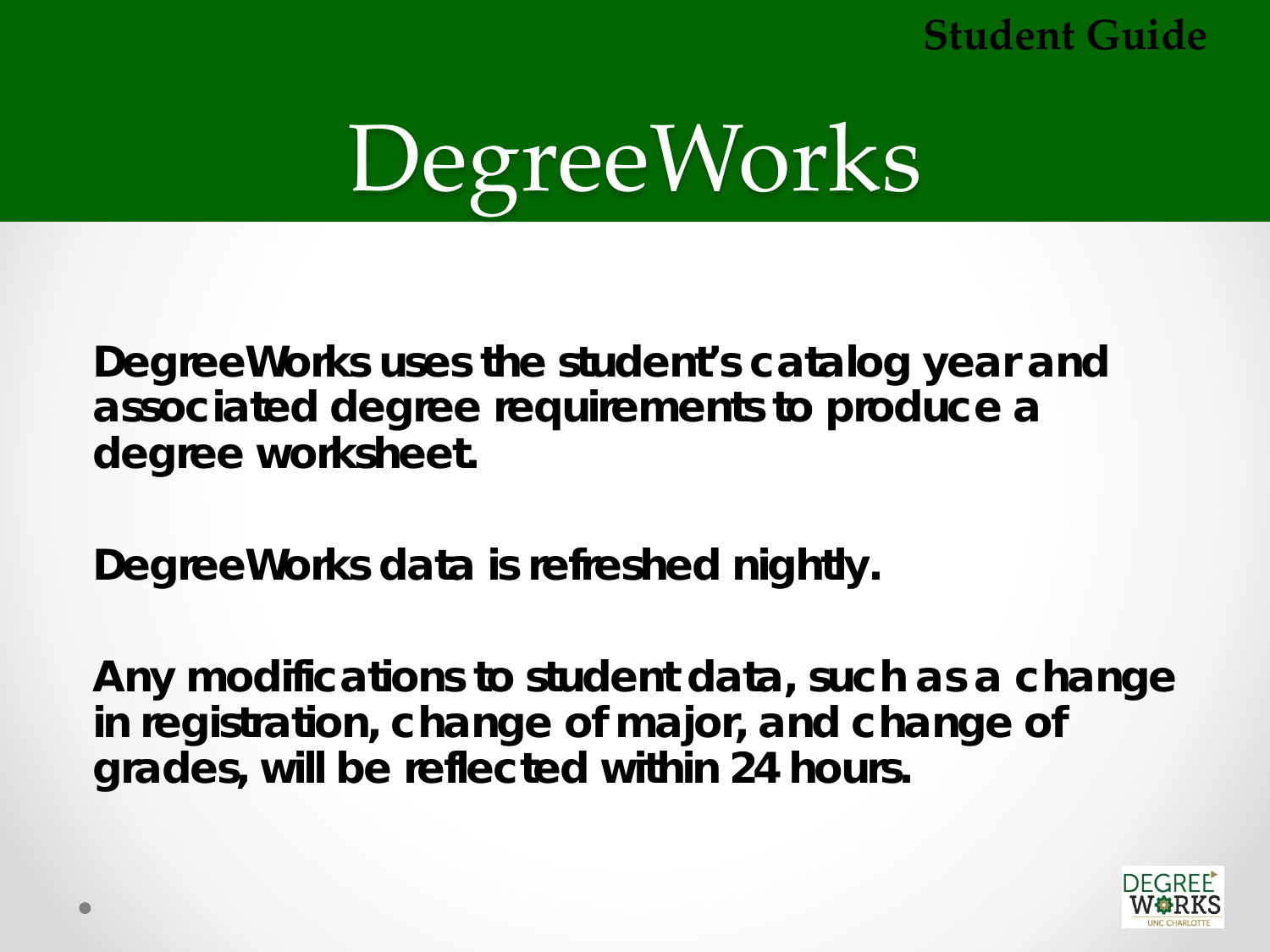# DegreeWorks

**DegreeWorks uses the student's catalog year and associated degree requirements to produce a degree worksheet.**

**DegreeWorks data is refreshed nightly.**

**Any modifications to student data, such as a change in registration, change of major, and change of grades, will be reflected within 24 hours.**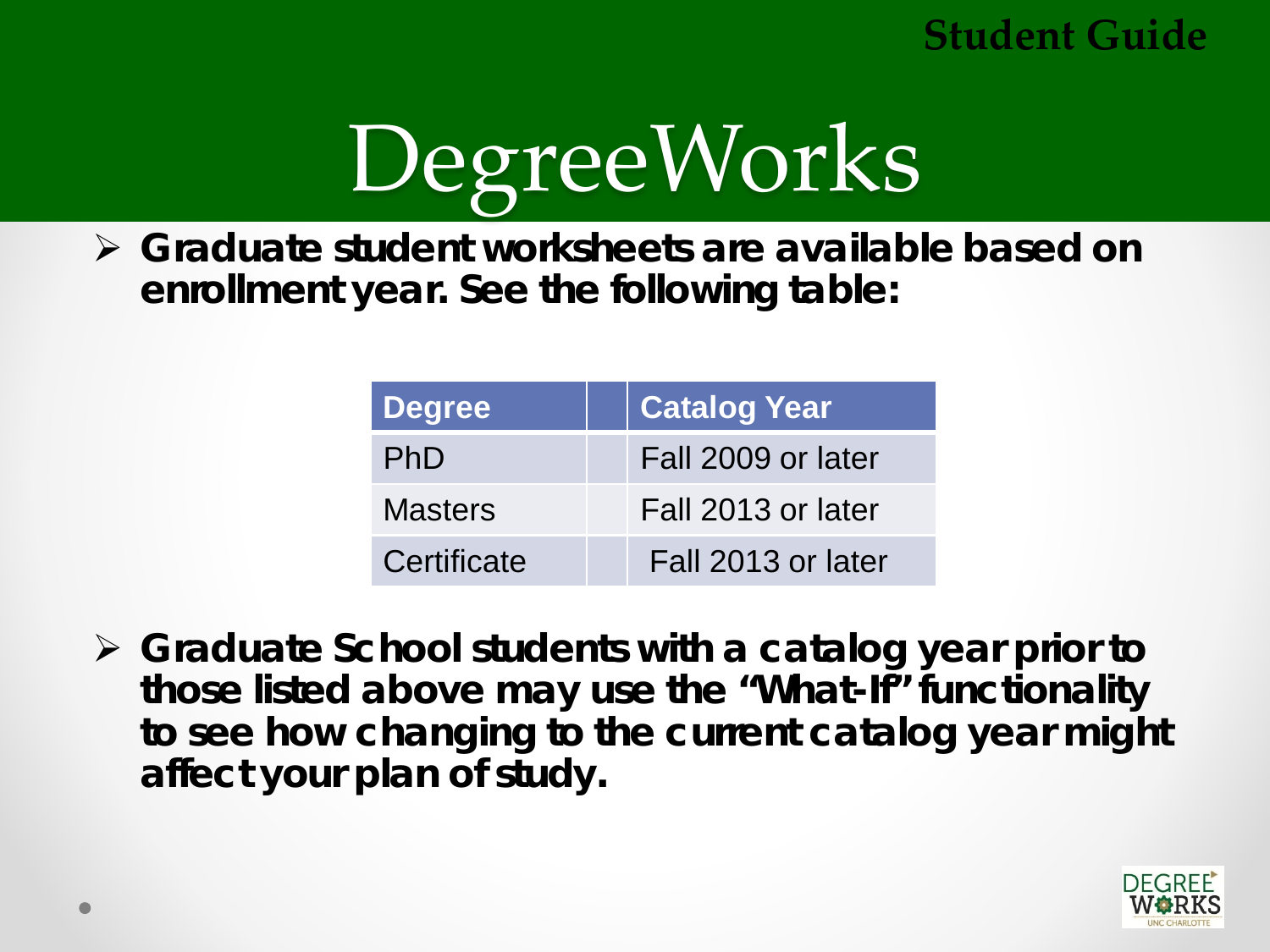# DegreeWorks

- **Graduate student worksheets are available based on enrollment year. See the following table:**

| Degree | | Catalog Year |
|---|---|---|
| PhD | | Fall 2009 or later |
| Masters | | Fall 2013 or later |
| Certificate | | Fall 2013 or later |

- **Graduate School students with a catalog year prior to those listed above may use the "What-If" functionality to see how changing to the current catalog year might affect your plan of study.**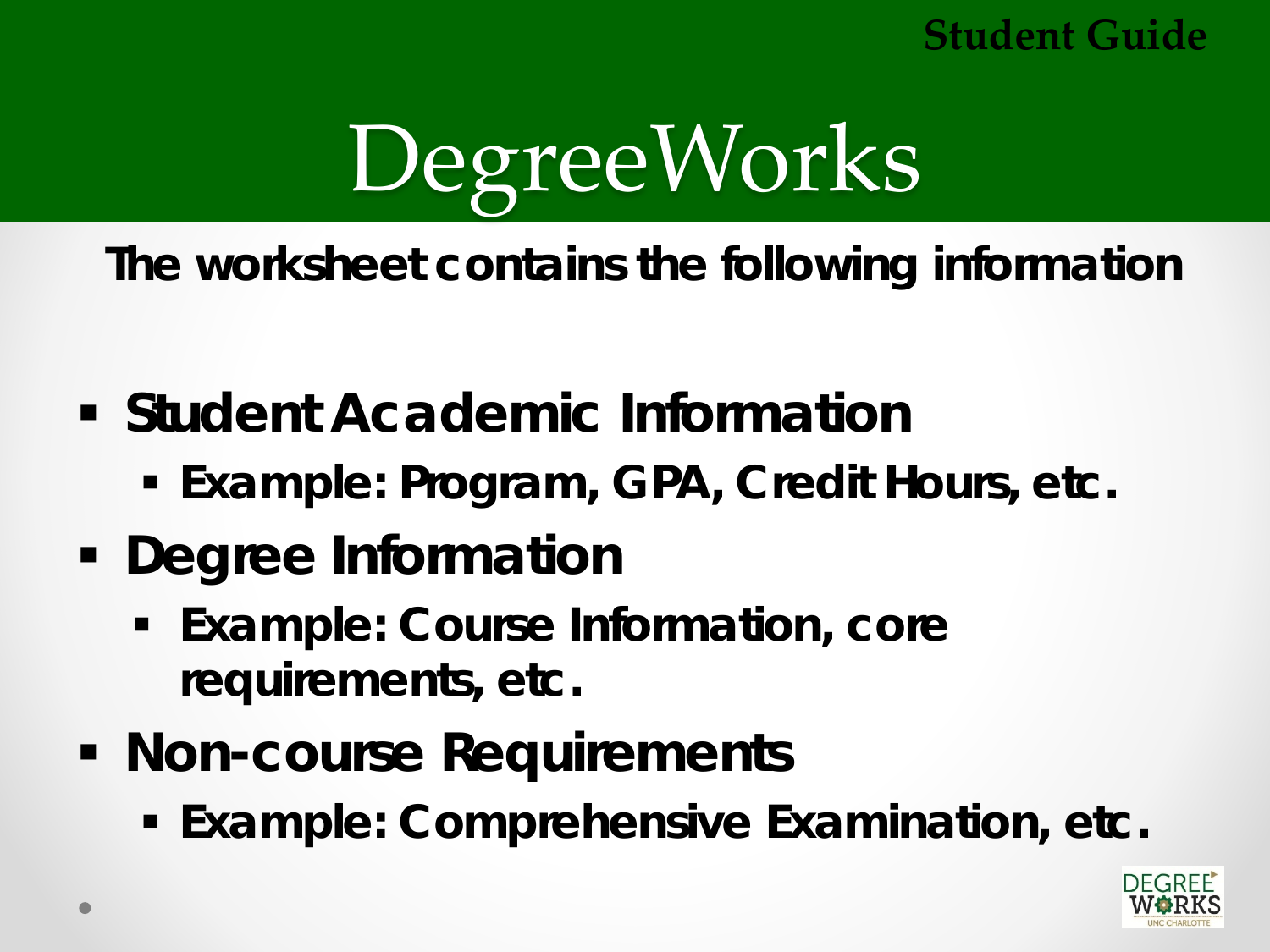Student Guide

# DegreeWorks

**The worksheet contains the following information**

- **Student Academic Information**
  - **Example: Program, GPA, Credit Hours, etc.**
- **Degree Information**
  - **Example: Course Information, core requirements, etc.**
- **Non-course Requirements**
  - **Example: Comprehensive Examination, etc.**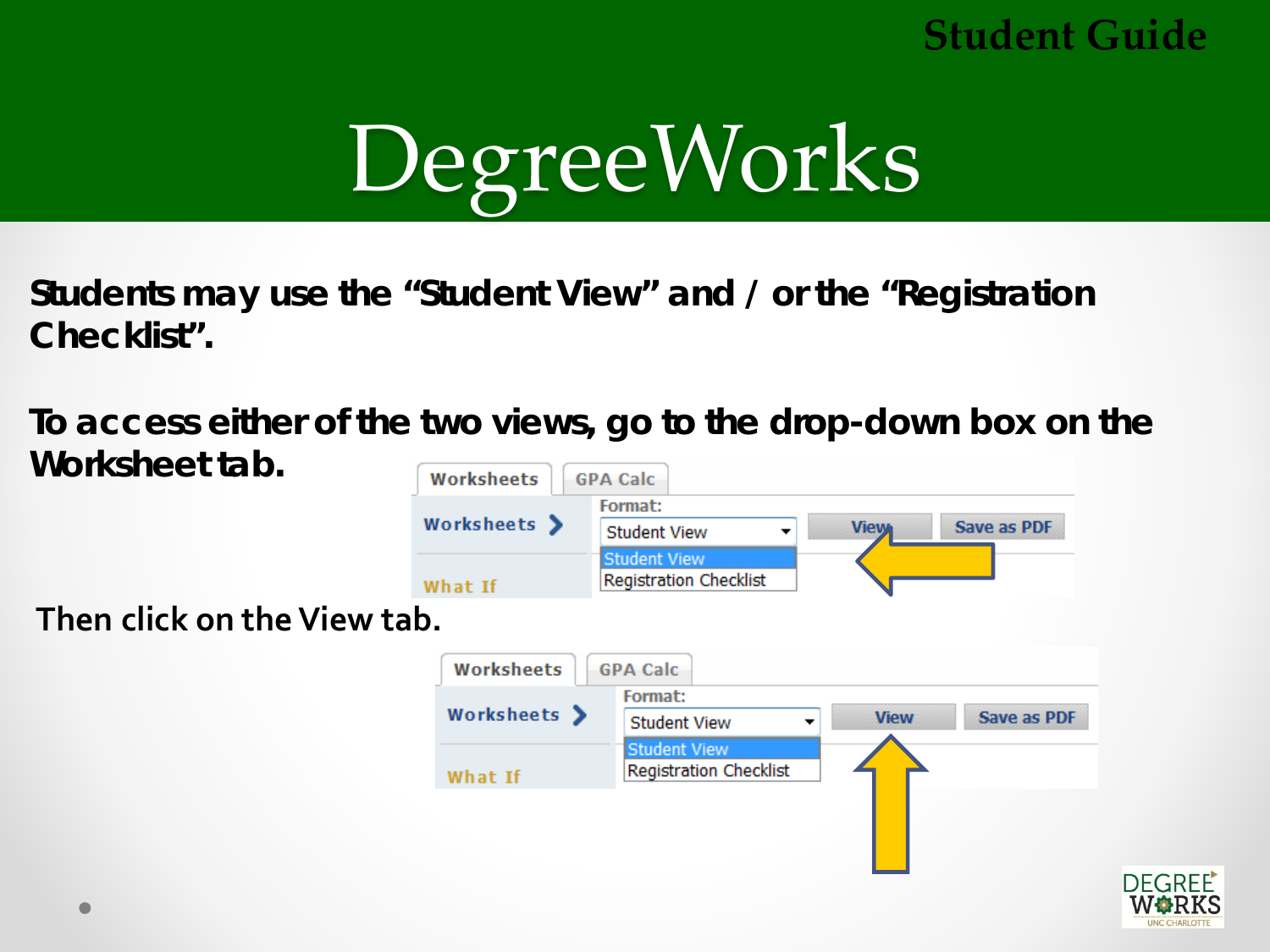# DegreeWorks

**Students may use the "Student View" and / or the "Registration Checklist".**

**To access either of the two views, go to the drop-down box on the Worksheet tab.**

Then click on the View tab.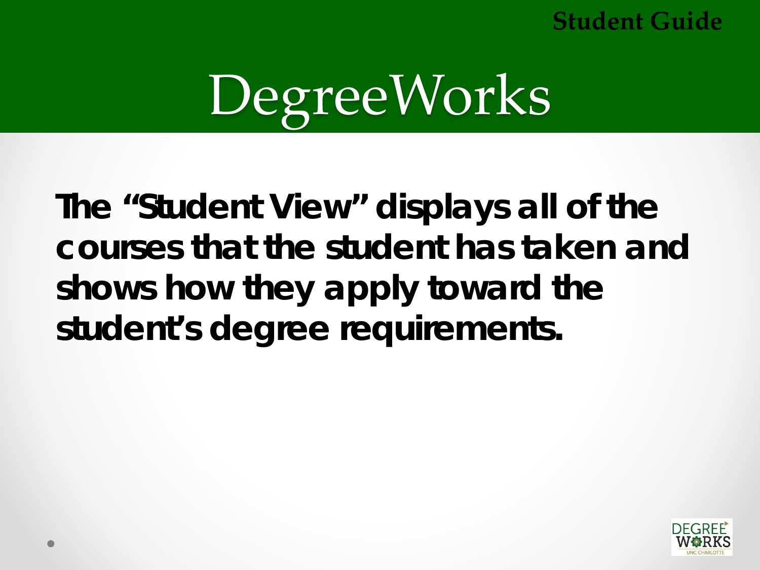Student Guide

# DegreeWorks

**The "Student View" displays all of the courses that the student has taken and shows how they apply toward the student's degree requirements.**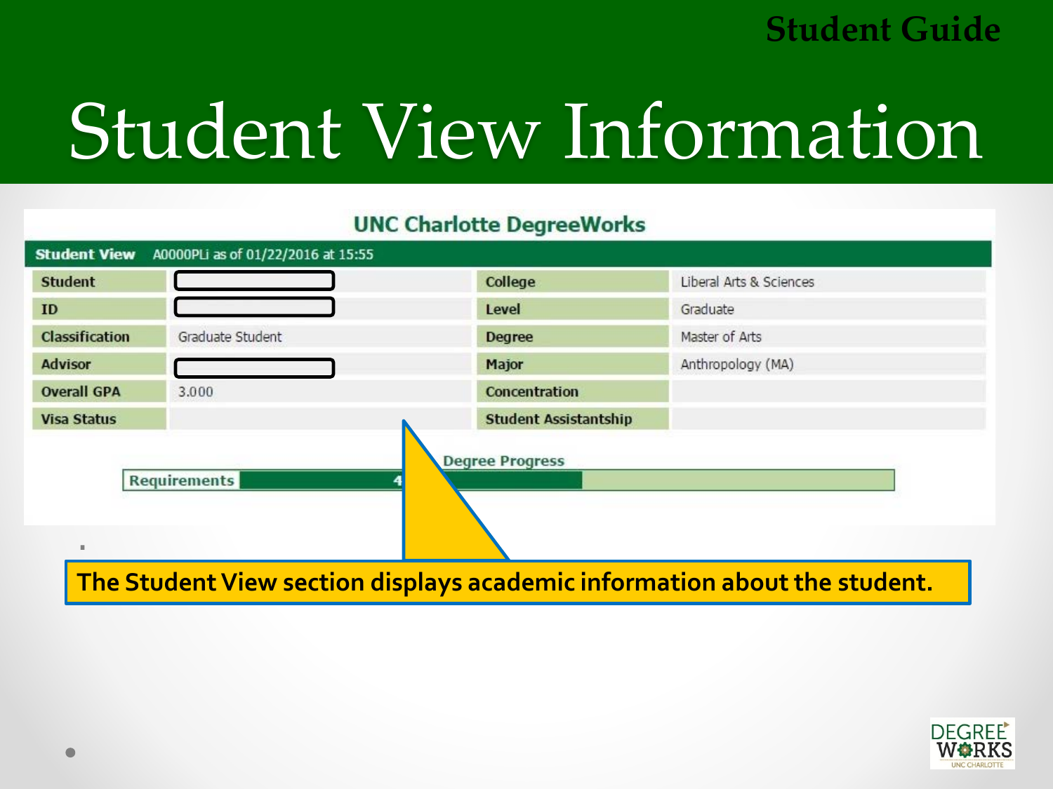# Student View Information

## UNC Charlotte DegreeWorks

**Student View** A0000PLi as of 01/22/2016 at 15:55

| | | | |
|---|---|---|---|
| **Student** | | **College** | Liberal Arts & Sciences |
| **ID** | | **Level** | Graduate |
| **Classification** | Graduate Student | **Degree** | Master of Arts |
| **Advisor** | | **Major** | Anthropology (MA) |
| **Overall GPA** | 3.000 | **Concentration** | |
| **Visa Status** | | **Student Assistantship** | |

**Degree Progress**

**Requirements** 4

**The Student View section displays academic information about the student.**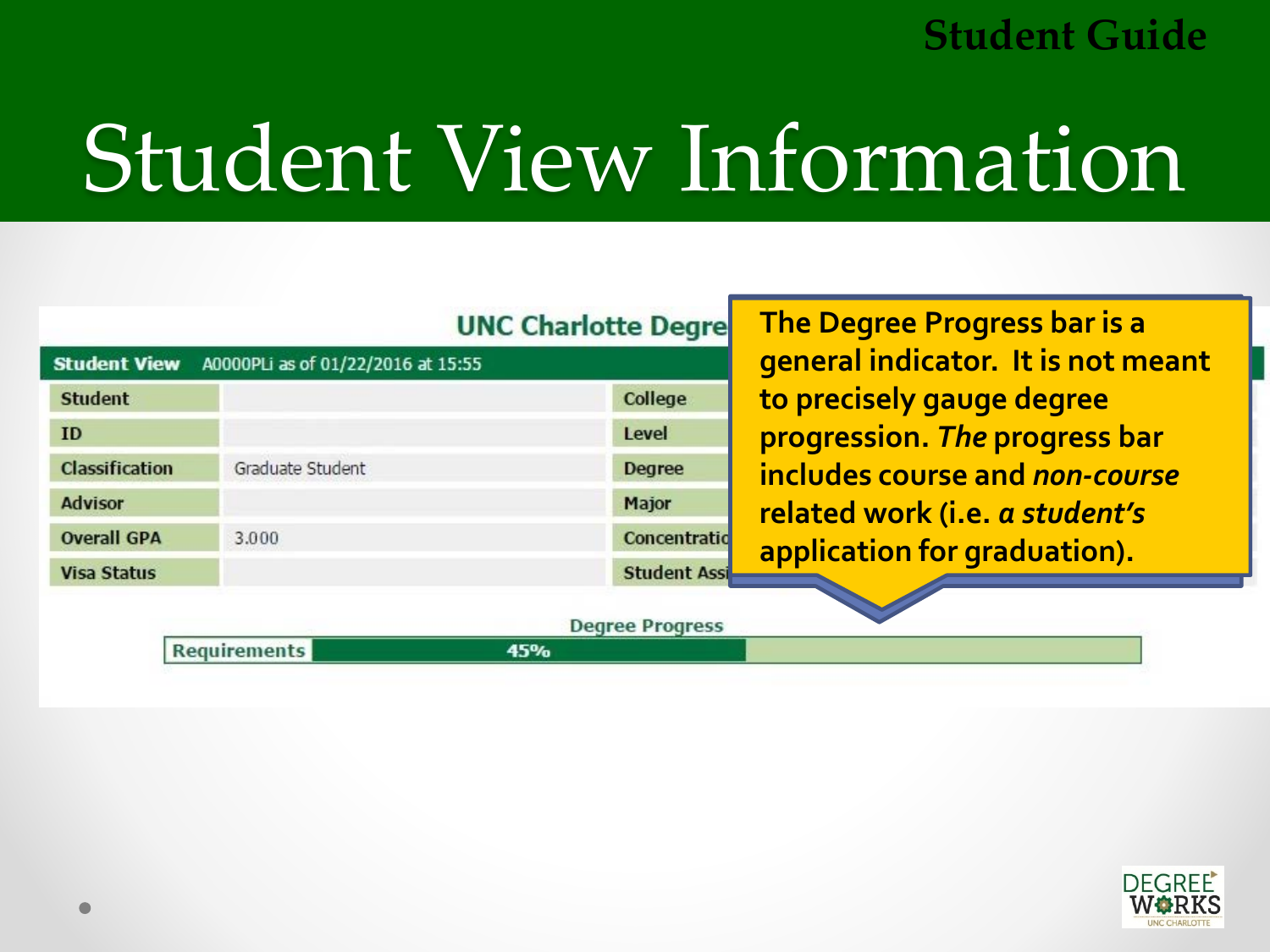Student Guide

# Student View Information

**UNC Charlotte Degre**

| Student View | A0000PLi as of 01/22/2016 at 15:55 | | |
|---|---|---|---|
| Student | | College | |
| ID | | Level | |
| Classification | Graduate Student | Degree | |
| Advisor | | Major | |
| Overall GPA | 3.000 | Concentratio | |
| Visa Status | | Student Assi | |

**The Degree Progress bar is a general indicator. It is not meant to precisely gauge degree progression. *The* progress bar includes course and *non-course* related work (i.e. *a student's* application for graduation).**

Degree Progress

| Requirements | 45% |
|---|---|

DEGREE WORKS UNC CHARLOTTE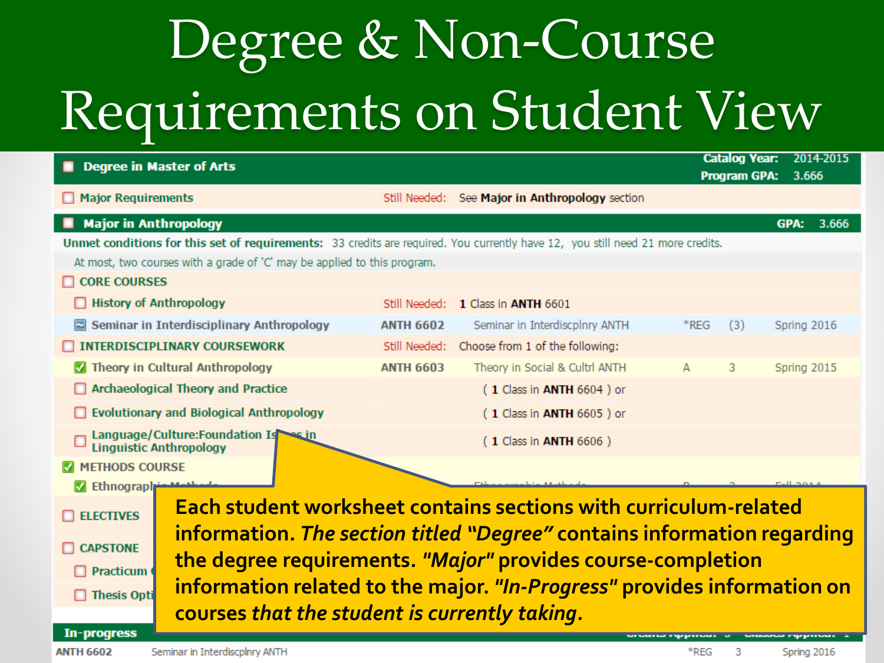# Degree & Non-Course Requirements on Student View

| Degree in Master of Arts | | | Catalog Year: 2014-2015 | | |
|---|---|---|---|---|---|
| | | | Program GPA: 3.666 | | |
| Major Requirements | Still Needed: | See **Major in Anthropology** section | | | |

| Major in Anthropology | | | | | GPA: 3.666 |
|---|---|---|---|---|---|
| **Unmet conditions for this set of requirements:** 33 credits are required. You currently have 12, you still need 21 more credits. | | | | | |
| At most, two courses with a grade of 'C' may be applied to this program. | | | | | |
| CORE COURSES | | | | | |
| History of Anthropology | Still Needed: | 1 Class in **ANTH** 6601 | | | |
| Seminar in Interdisciplinary Anthropology | ANTH 6602 | Seminar in Interdiscplnry ANTH | *REG | (3) | Spring 2016 |
| INTERDISCIPLINARY COURSEWORK | Still Needed: | Choose from 1 of the following: | | | |
| Theory in Cultural Anthropology | ANTH 6603 | Theory in Social & Cultrl ANTH | A | 3 | Spring 2015 |
| Archaeological Theory and Practice | | ( 1 Class in **ANTH** 6604 ) or | | | |
| Evolutionary and Biological Anthropology | | ( 1 Class in **ANTH** 6605 ) or | | | |
| Language/Culture:Foundation Issues in Linguistic Anthropology | | ( 1 Class in **ANTH** 6606 ) | | | |
| METHODS COURSE | | | | | |
| Ethnographic Methods | | Ethnographic Methods | B | 3 | Fall 2014 |
| ELECTIVES | | | | | |
| CAPSTONE | | | | | |
| Practicum | | | | | |
| Thesis Option | | | | | |

**Each student worksheet contains sections with curriculum-related information. *The section titled "Degree"* contains information regarding the degree requirements. *"Major"* provides course-completion information related to the major. *"In-Progress"* provides information on courses *that the student is currently taking.***

| In-progress | | Credits Applied: 3 | Classes Applied: 1 |
|---|---|---|---|
| ANTH 6602 | Seminar in Interdiscplnry ANTH | *REG 3 | Spring 2016 |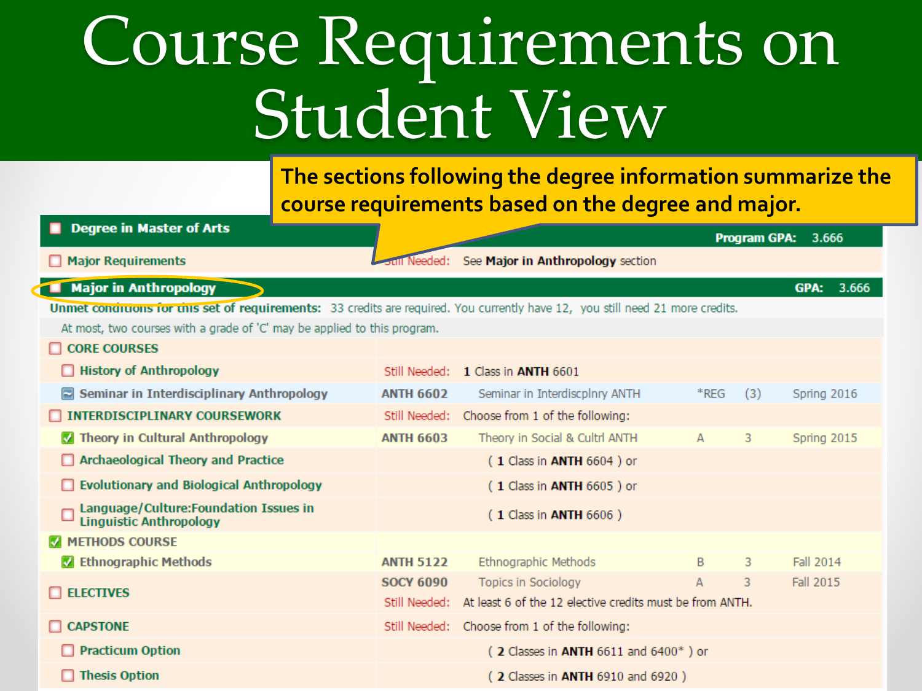# Course Requirements on Student View

**The sections following the degree information summarize the course requirements based on the degree and major.**

| Requirement | | | | | |
|---|---|---|---|---|---|
| **Degree in Master of Arts** | | | | | **Program GPA: 3.666** |
| Major Requirements | Still Needed: | See **Major in Anthropology** section | | | |
| **Major in Anthropology** | | | | | **GPA: 3.666** |

**Unmet conditions for this set of requirements:** 33 credits are required. You currently have 12, you still need 21 more credits.

At most, two courses with a grade of 'C' may be applied to this program.

| Requirement | Course | Title | Grade | Credits | Term |
|---|---|---|---|---|---|
| CORE COURSES | | | | | |
| History of Anthropology | Still Needed: | **1** Class in **ANTH** 6601 | | | |
| Seminar in Interdisciplinary Anthropology | **ANTH 6602** | Seminar in Interdiscplnry ANTH | *REG | (3) | Spring 2016 |
| INTERDISCIPLINARY COURSEWORK | Still Needed: | Choose from 1 of the following: | | | |
| Theory in Cultural Anthropology | **ANTH 6603** | Theory in Social & Cultrl ANTH | A | 3 | Spring 2015 |
| Archaeological Theory and Practice | | ( **1** Class in **ANTH** 6604 ) or | | | |
| Evolutionary and Biological Anthropology | | ( **1** Class in **ANTH** 6605 ) or | | | |
| Language/Culture:Foundation Issues in Linguistic Anthropology | | ( **1** Class in **ANTH** 6606 ) | | | |
| METHODS COURSE | | | | | |
| Ethnographic Methods | **ANTH 5122** | Ethnographic Methods | B | 3 | Fall 2014 |
| ELECTIVES | **SOCY 6090** | Topics in Sociology | A | 3 | Fall 2015 |
| | Still Needed: | At least 6 of the 12 elective credits must be from ANTH. | | | |
| CAPSTONE | Still Needed: | Choose from 1 of the following: | | | |
| Practicum Option | | ( **2** Classes in **ANTH** 6611 and 6400* ) or | | | |
| Thesis Option | | ( **2** Classes in **ANTH** 6910 and 6920 ) | | | |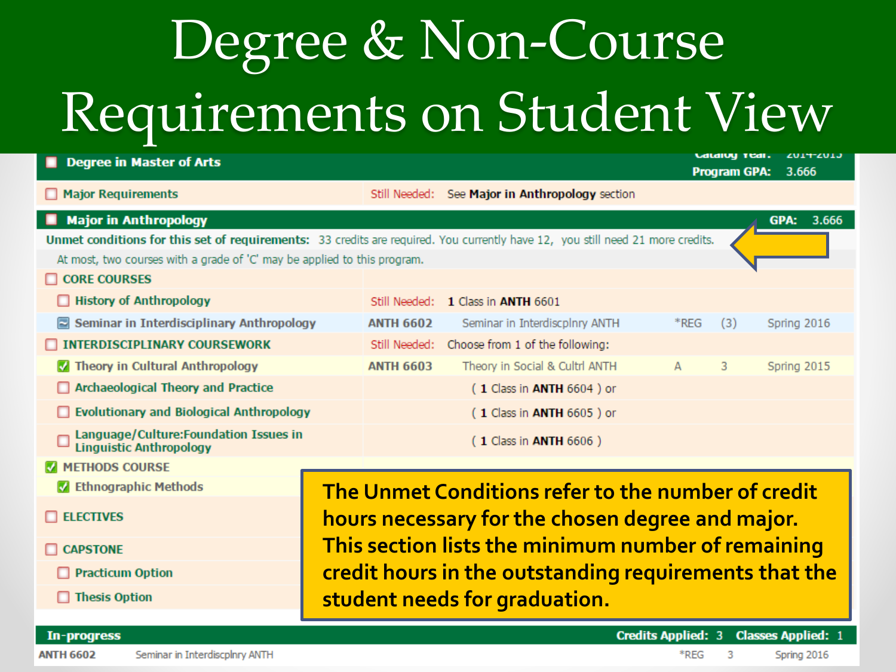# Degree & Non-Course Requirements on Student View

| Degree in Master of Arts | | | | | Catalog Year: 2014-2015 / Program GPA: 3.666 |
|---|---|---|---|---|---|
| Major Requirements | Still Needed: | See **Major in Anthropology** section | | | |

| Major in Anthropology | | | | | GPA: 3.666 |
|---|---|---|---|---|---|
| **Unmet conditions for this set of requirements:** 33 credits are required. You currently have 12, you still need 21 more credits. | | | | | |
| At most, two courses with a grade of 'C' may be applied to this program. | | | | | |
| CORE COURSES | | | | | |
| History of Anthropology | Still Needed: | 1 Class in **ANTH** 6601 | | | |
| Seminar in Interdisciplinary Anthropology | ANTH 6602 | Seminar in Interdiscplnry ANTH | *REG | (3) | Spring 2016 |
| INTERDISCIPLINARY COURSEWORK | Still Needed: | Choose from 1 of the following: | | | |
| Theory in Cultural Anthropology | ANTH 6603 | Theory in Social & Cultrl ANTH | A | 3 | Spring 2015 |
| Archaeological Theory and Practice | | ( 1 Class in **ANTH** 6604 ) or | | | |
| Evolutionary and Biological Anthropology | | ( 1 Class in **ANTH** 6605 ) or | | | |
| Language/Culture:Foundation Issues in Linguistic Anthropology | | ( 1 Class in **ANTH** 6606 ) | | | |
| METHODS COURSE | | | | | |
| Ethnographic Methods | | | | | |
| ELECTIVES | | | | | |
| CAPSTONE | | | | | |
| Practicum Option | | | | | |
| Thesis Option | | | | | |

**The Unmet Conditions refer to the number of credit hours necessary for the chosen degree and major. This section lists the minimum number of remaining credit hours in the outstanding requirements that the student needs for graduation.**

| In-progress | | | Credits Applied: 3 | Classes Applied: 1 |
|---|---|---|---|---|
| ANTH 6602 | Seminar in Interdiscplnry ANTH | *REG | 3 | Spring 2016 |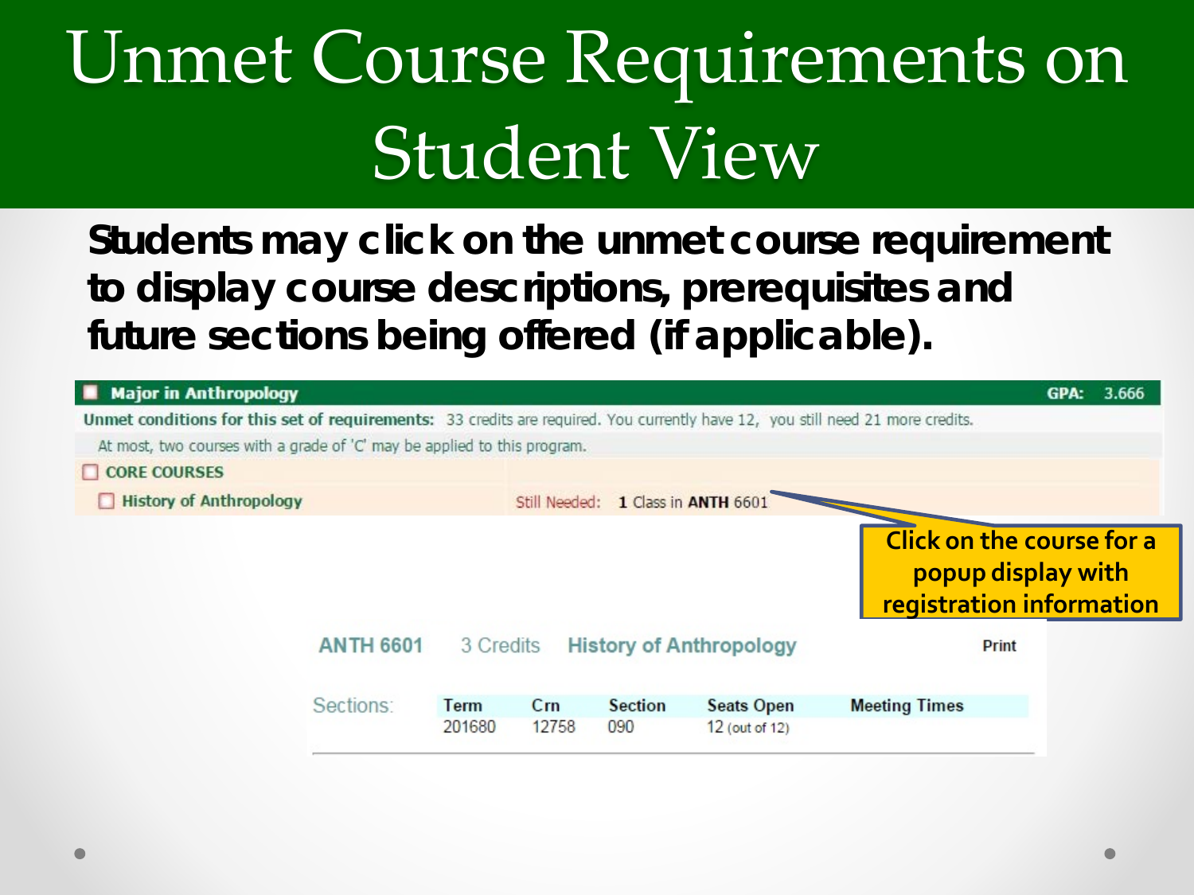# Unmet Course Requirements on Student View

**Students may click on the unmet course requirement to display course descriptions, prerequisites and future sections being offered (if applicable).**

**Major in Anthropology** — **GPA:** 3.666

**Unmet conditions for this set of requirements:** 33 credits are required. You currently have 12, you still need 21 more credits.

At most, two courses with a grade of 'C' may be applied to this program.

**CORE COURSES**

**History of Anthropology** — Still Needed: **1** Class in **ANTH** 6601

**Click on the course for a popup display with registration information**

**ANTH 6601** 3 Credits **History of Anthropology** **Print**

Sections:

| Term | Crn | Section | Seats Open | Meeting Times |
| --- | --- | --- | --- | --- |
| 201680 | 12758 | 090 | 12 (out of 12) | |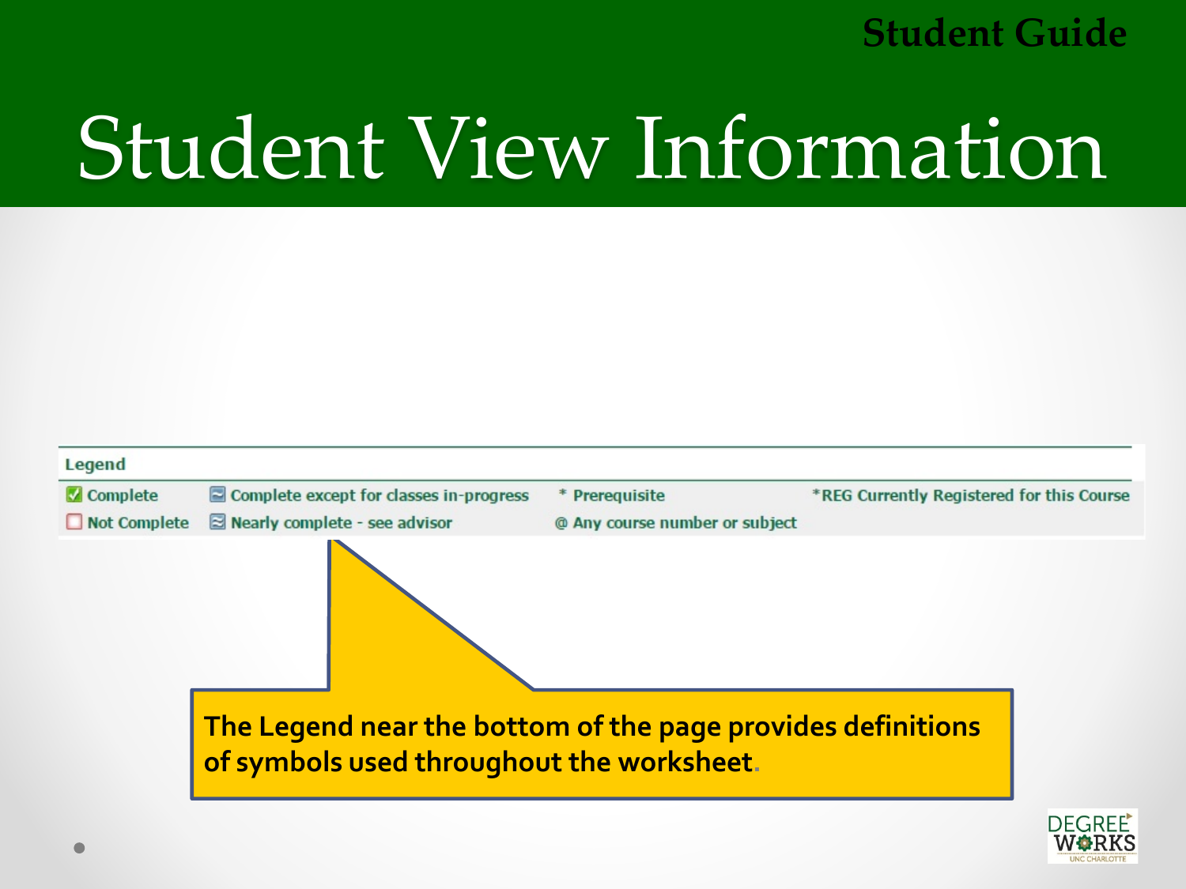# Student View Information

**Legend**

| | | | |
|---|---|---|---|
| Complete | Complete except for classes in-progress | * Prerequisite | *REG Currently Registered for this Course |
| Not Complete | Nearly complete - see advisor | @ Any course number or subject | |

**The Legend near the bottom of the page provides definitions of symbols used throughout the worksheet.**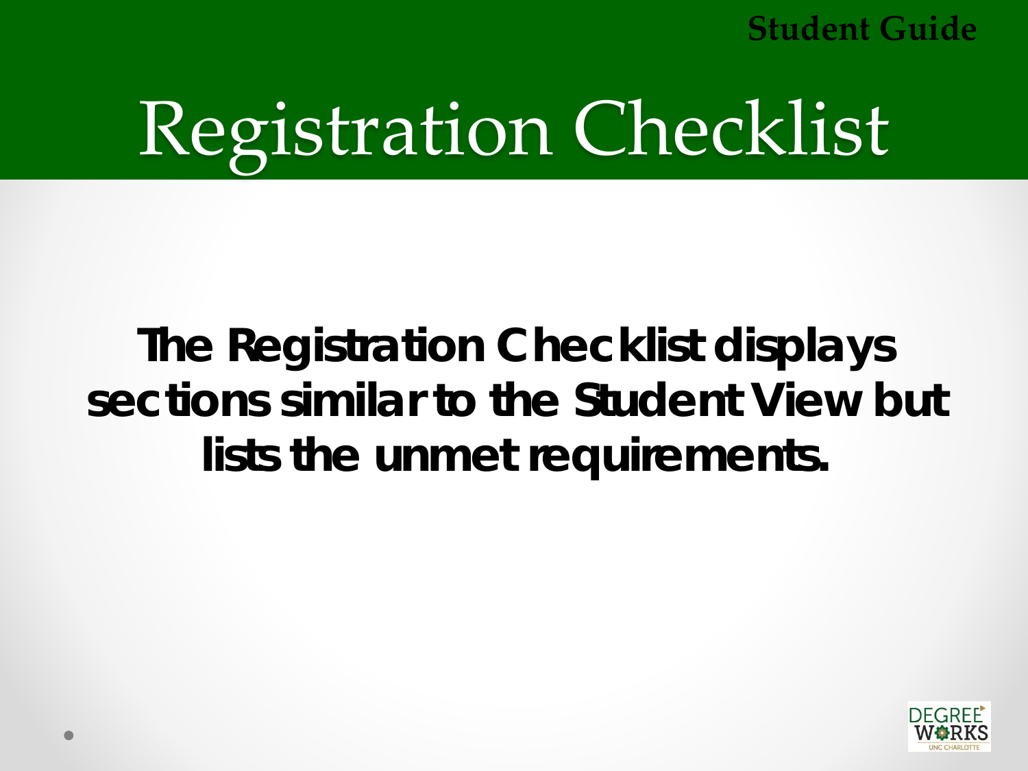# Registration Checklist

**The Registration Checklist displays sections similar to the Student View but lists the unmet requirements.**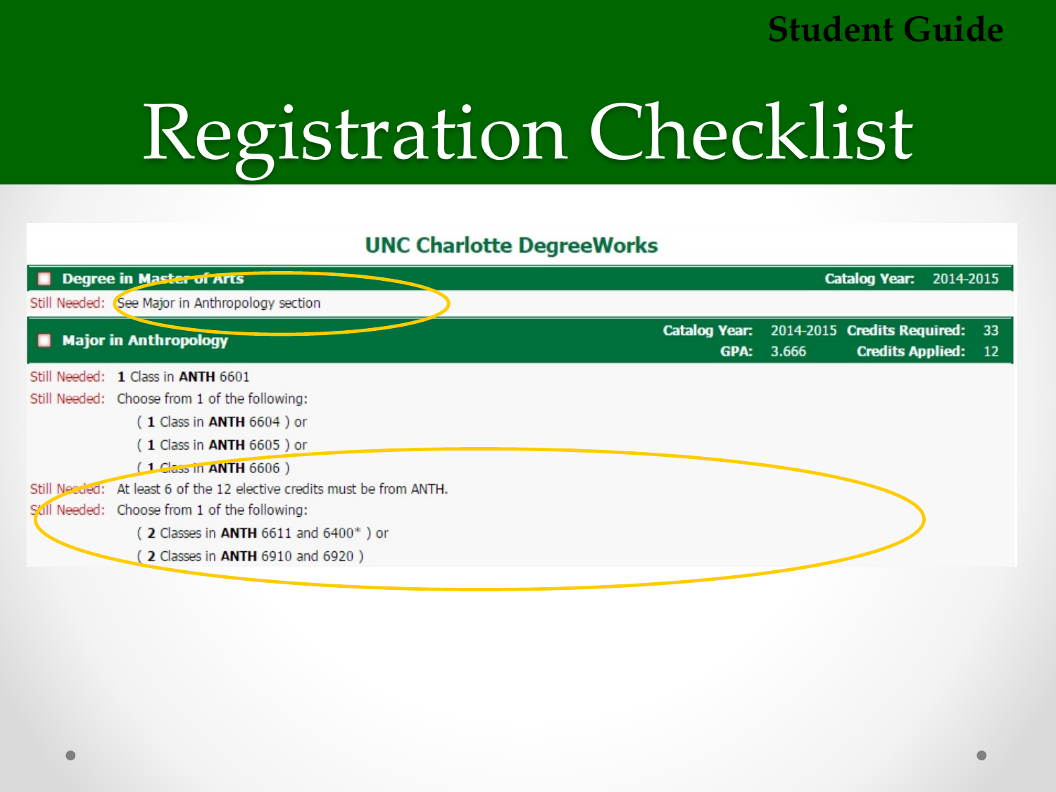Student Guide

# Registration Checklist

## UNC Charlotte DegreeWorks

**Degree in Master of Arts** — **Catalog Year:** 2014-2015

Still Needed: See Major in Anthropology section

**Major in Anthropology** — **Catalog Year:** 2014-2015 **Credits Required:** 33 **GPA:** 3.666 **Credits Applied:** 12

Still Needed: **1** Class in **ANTH** 6601

Still Needed: Choose from 1 of the following:

- ( **1** Class in **ANTH** 6604 ) or
- ( **1** Class in **ANTH** 6605 ) or
- ( **1** Class in **ANTH** 6606 )

Still Needed: At least 6 of the 12 elective credits must be from ANTH.

Still Needed: Choose from 1 of the following:

- ( **2** Classes in **ANTH** 6611 and 6400* ) or
- ( **2** Classes in **ANTH** 6910 and 6920 )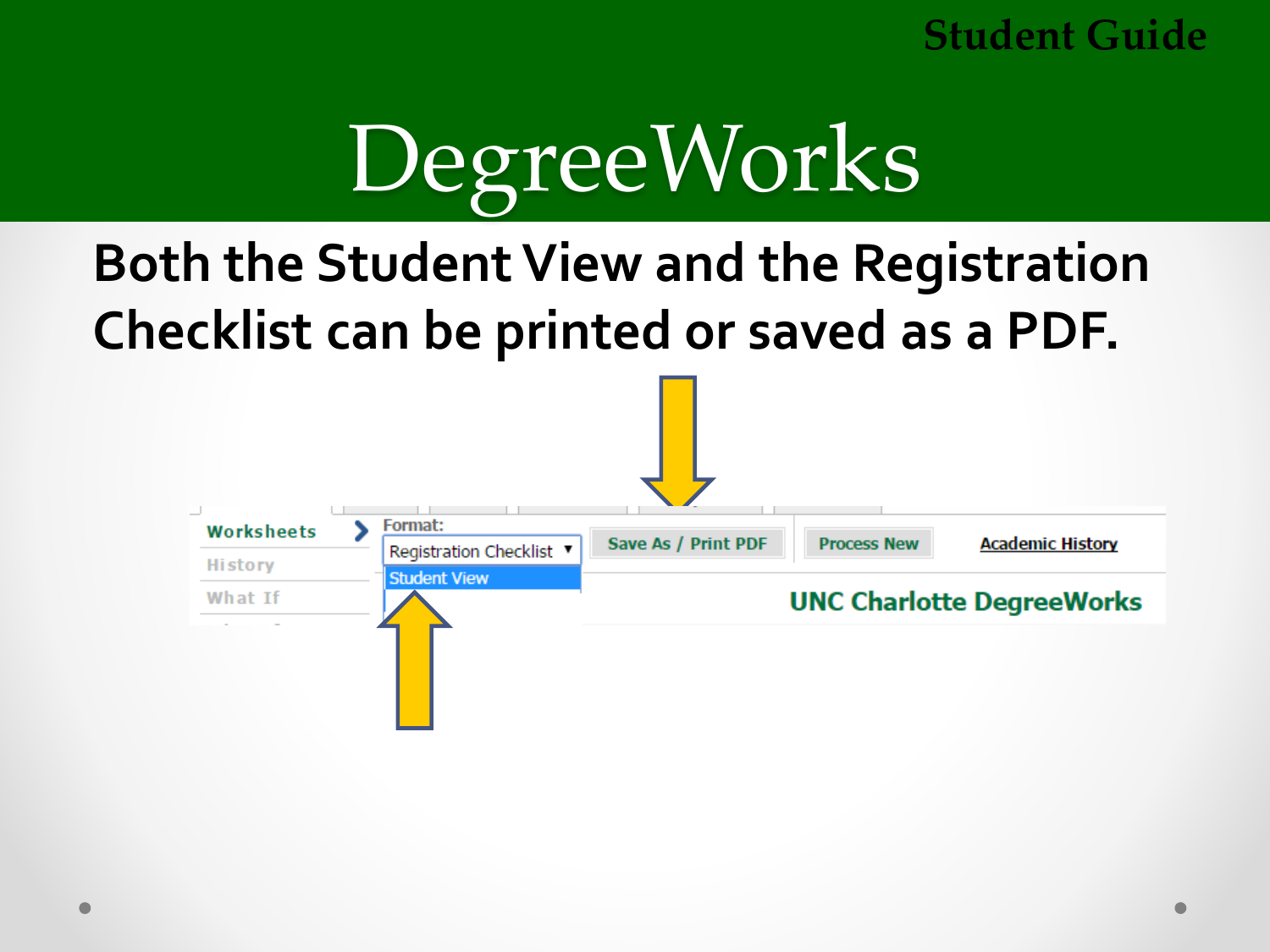# DegreeWorks

**Both the Student View and the Registration Checklist can be printed or saved as a PDF.**

Worksheets
History
What If

Format:
Registration Checklist
Student View

Save As / Print PDF

Process New

Academic History

UNC Charlotte DegreeWorks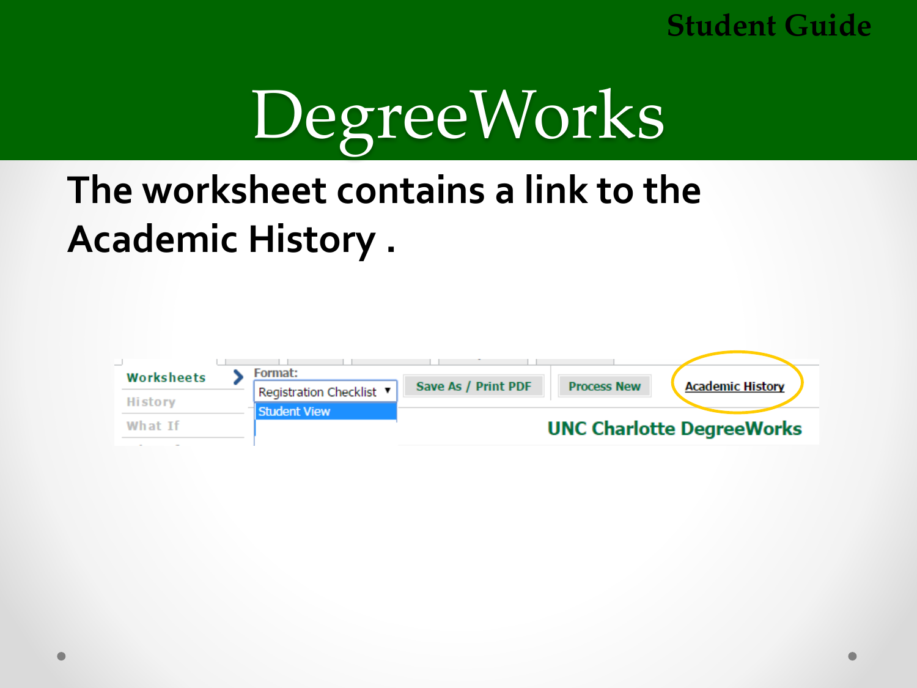Student Guide

# DegreeWorks

## The worksheet contains a link to the Academic History .

Worksheets

History

What If

Format:

Registration Checklist

Student View

Save As / Print PDF

Process New

Academic History

UNC Charlotte DegreeWorks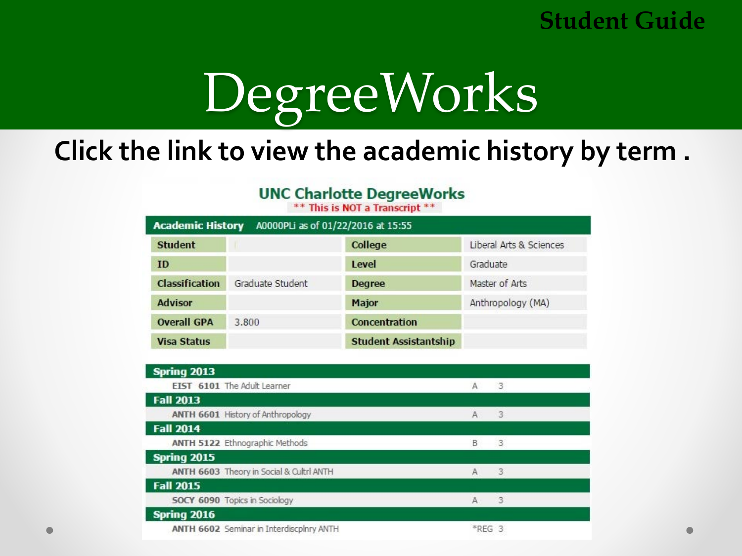Student Guide

# DegreeWorks

## Click the link to view the academic history by term .

**UNC Charlotte DegreeWorks**

** This is NOT a Transcript **

| **Academic History** A0000PLi as of 01/22/2016 at 15:55 | | | |
|---|---|---|---|
| **Student** | | **College** | Liberal Arts & Sciences |
| **ID** | | **Level** | Graduate |
| **Classification** | Graduate Student | **Degree** | Master of Arts |
| **Advisor** | | **Major** | Anthropology (MA) |
| **Overall GPA** | 3.800 | **Concentration** | |
| **Visa Status** | | **Student Assistantship** | |

| **Spring 2013** | | | |
|---|---|---|---|
| **EIST 6101** | The Adult Learner | A | 3 |
| **Fall 2013** | | | |
| **ANTH 6601** | History of Anthropology | A | 3 |
| **Fall 2014** | | | |
| **ANTH 5122** | Ethnographic Methods | B | 3 |
| **Spring 2015** | | | |
| **ANTH 6603** | Theory in Social & Cultrl ANTH | A | 3 |
| **Fall 2015** | | | |
| **SOCY 6090** | Topics in Sociology | A | 3 |
| **Spring 2016** | | | |
| **ANTH 6602** | Seminar in Interdiscplnry ANTH | *REG | 3 |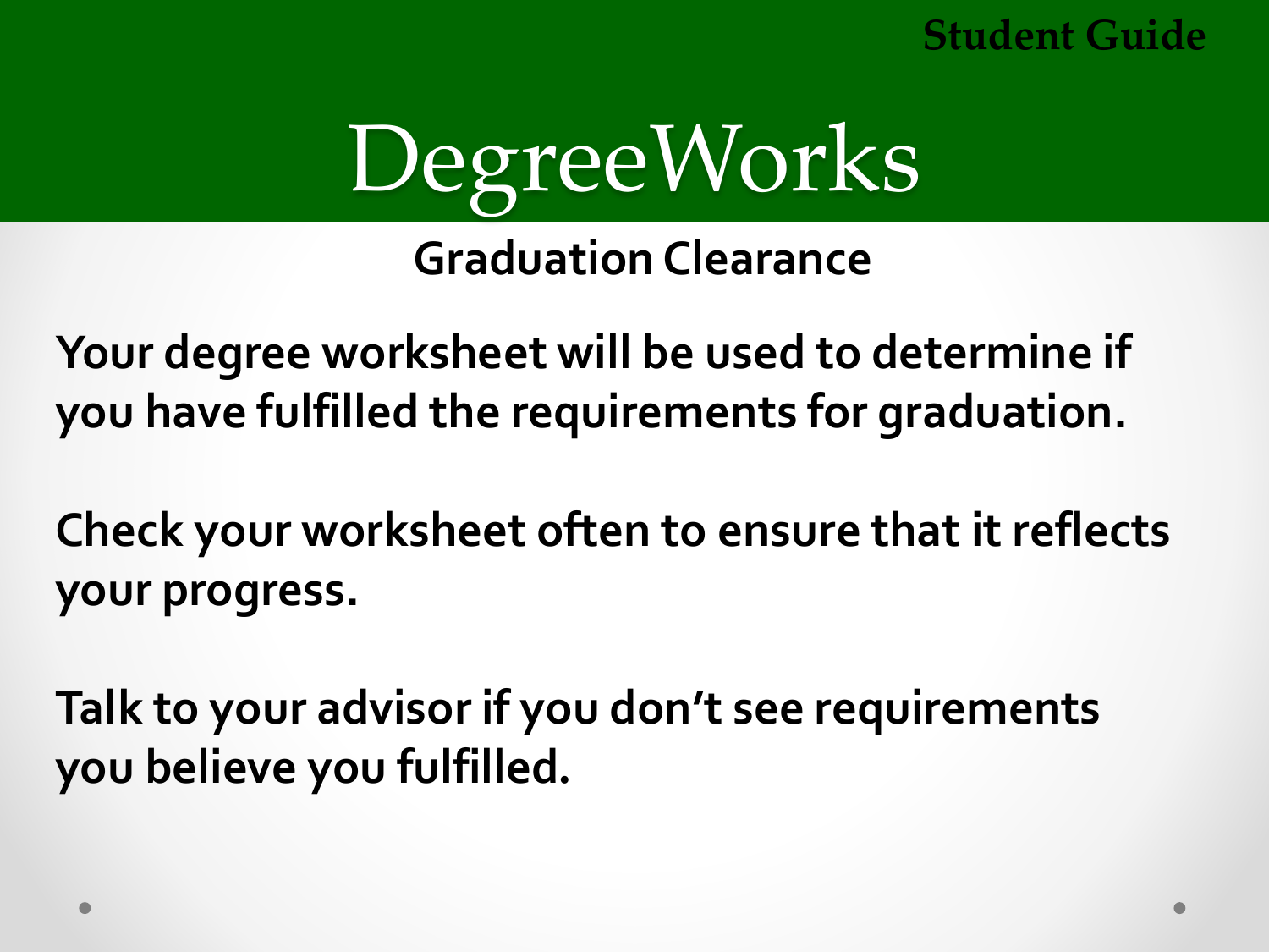Student Guide

# DegreeWorks

## Graduation Clearance

**Your degree worksheet will be used to determine if you have fulfilled the requirements for graduation.**

**Check your worksheet often to ensure that it reflects your progress.**

**Talk to your advisor if you don't see requirements you believe you fulfilled.**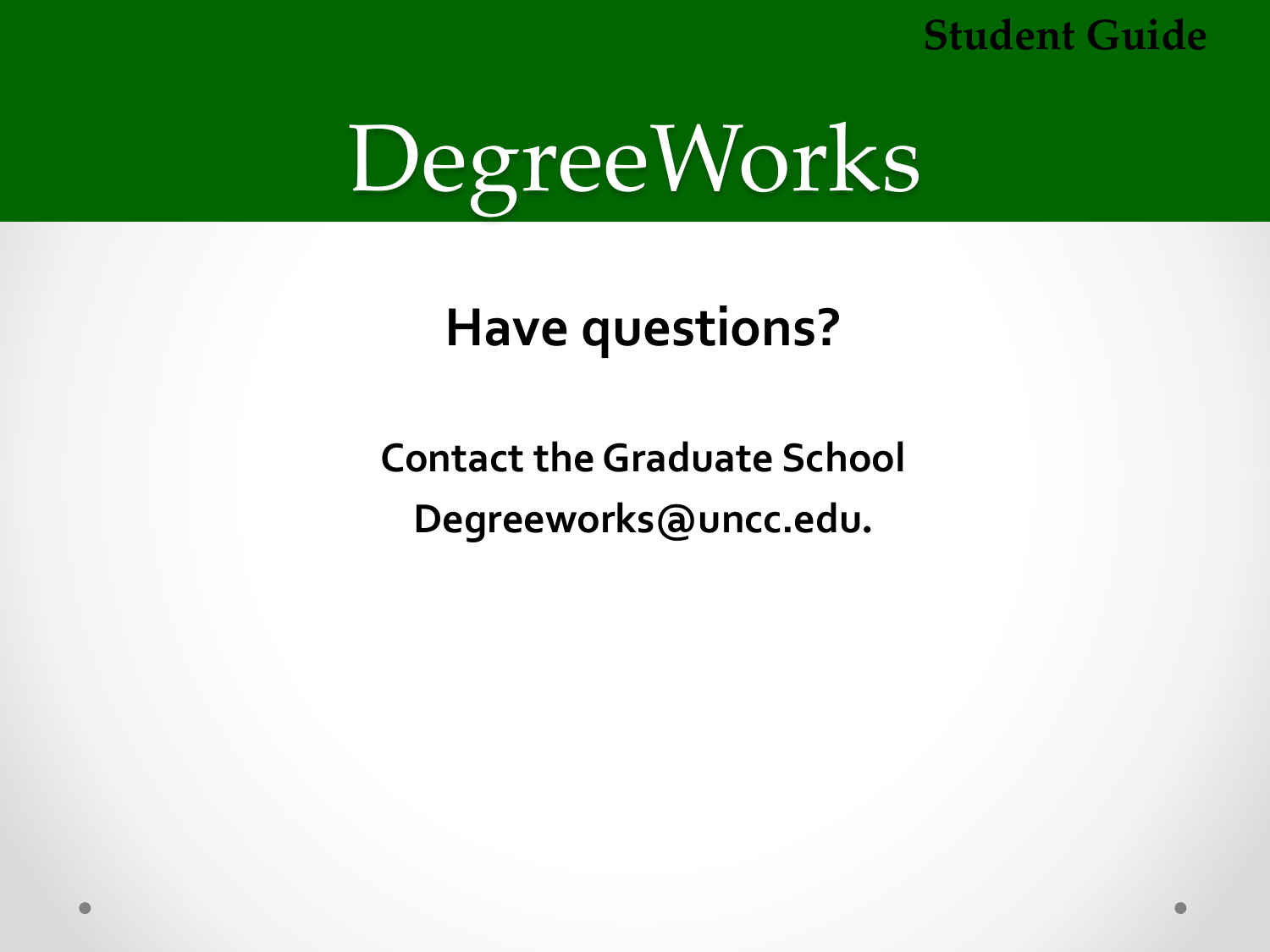Student Guide

# DegreeWorks

## Have questions?

**Contact the Graduate School**

**Degreeworks@uncc.edu.**